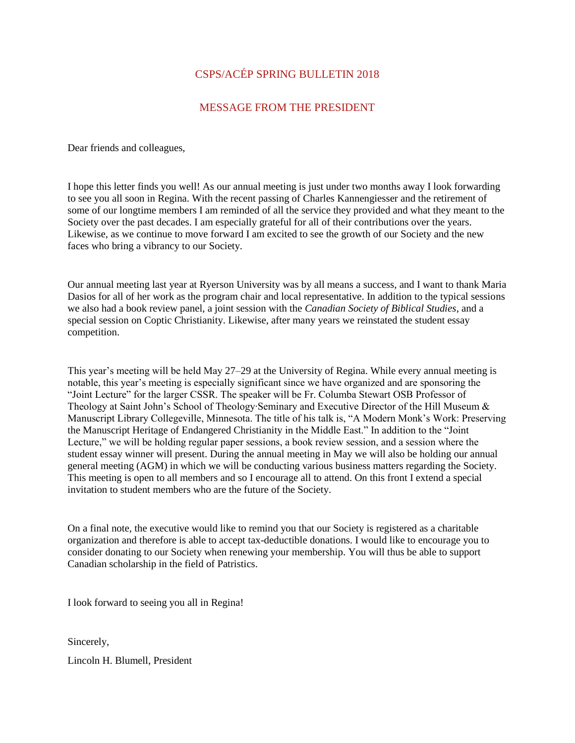# CSPS/ACÉP SPRING BULLETIN 2018

## MESSAGE FROM THE PRESIDENT

Dear friends and colleagues,

I hope this letter finds you well! As our annual meeting is just under two months away I look forwarding to see you all soon in Regina. With the recent passing of Charles Kannengiesser and the retirement of some of our longtime members I am reminded of all the service they provided and what they meant to the Society over the past decades. I am especially grateful for all of their contributions over the years. Likewise, as we continue to move forward I am excited to see the growth of our Society and the new faces who bring a vibrancy to our Society.

Our annual meeting last year at Ryerson University was by all means a success, and I want to thank Maria Dasios for all of her work as the program chair and local representative. In addition to the typical sessions we also had a book review panel, a joint session with the *Canadian Society of Biblical Studies*, and a special session on Coptic Christianity. Likewise, after many years we reinstated the student essay competition.

This year's meeting will be held May 27–29 at the University of Regina. While every annual meeting is notable, this year's meeting is especially significant since we have organized and are sponsoring the "Joint Lecture" for the larger CSSR. The speaker will be Fr. Columba Stewart OSB Professor of Theology at Saint John's School of Theology·Seminary and Executive Director of the Hill Museum & Manuscript Library Collegeville, Minnesota. The title of his talk is, "A Modern Monk's Work: Preserving the Manuscript Heritage of Endangered Christianity in the Middle East." In addition to the "Joint Lecture," we will be holding regular paper sessions, a book review session, and a session where the student essay winner will present. During the annual meeting in May we will also be holding our annual general meeting (AGM) in which we will be conducting various business matters regarding the Society. This meeting is open to all members and so I encourage all to attend. On this front I extend a special invitation to student members who are the future of the Society.

On a final note, the executive would like to remind you that our Society is registered as a charitable organization and therefore is able to accept tax-deductible donations. I would like to encourage you to consider donating to our Society when renewing your membership. You will thus be able to support Canadian scholarship in the field of Patristics.

I look forward to seeing you all in Regina!

Sincerely,

Lincoln H. Blumell, President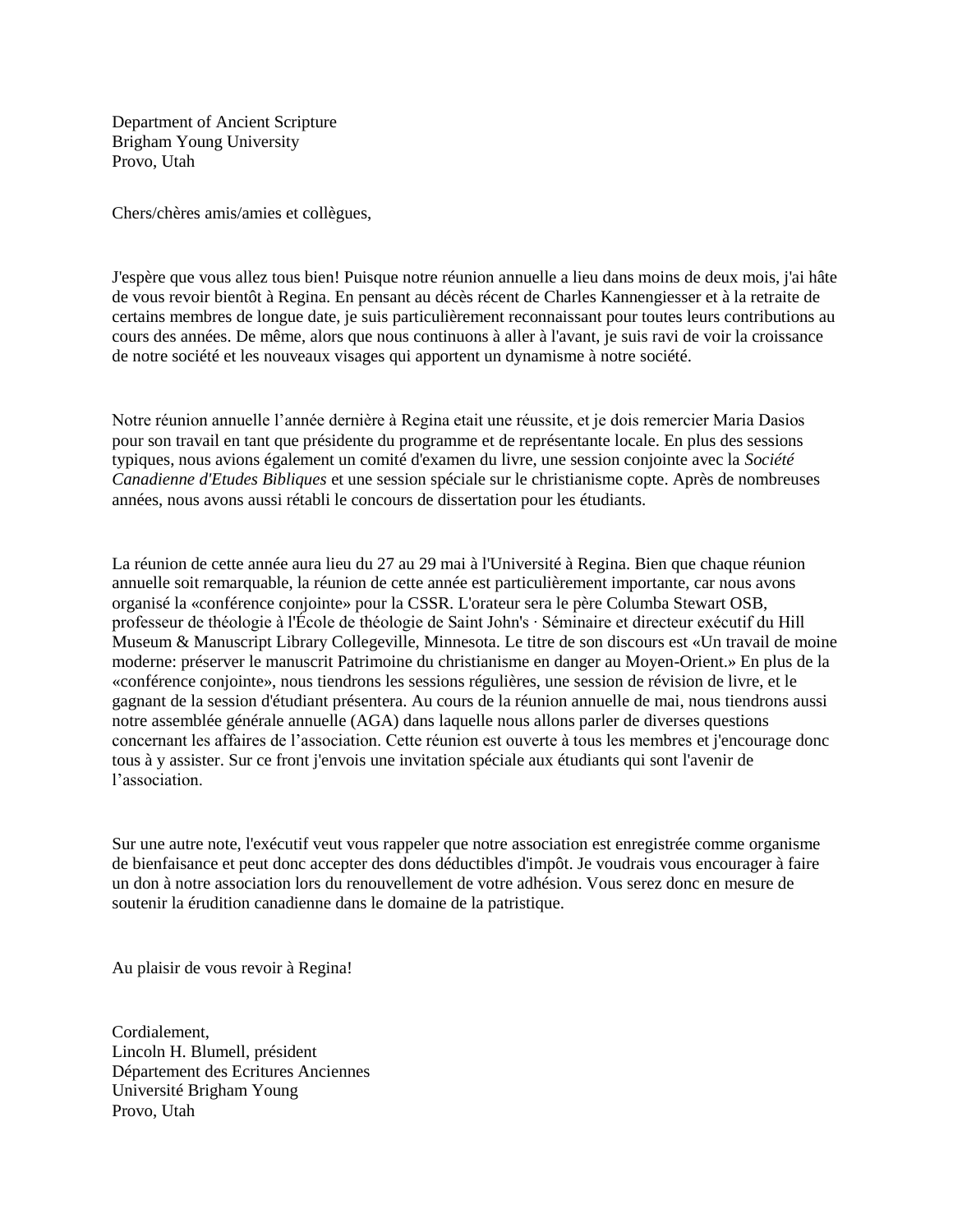Department of Ancient Scripture
Brigham Young University
Provo, Utah

Chers/chères amis/amies et collègues,

J'espère que vous allez tous bien! Puisque notre réunion annuelle a lieu dans moins de deux mois, j'ai hâte de vous revoir bientôt à Regina. En pensant au décès récent de Charles Kannengiesser et à la retraite de certains membres de longue date, je suis particulièrement reconnaissant pour toutes leurs contributions au cours des années. De même, alors que nous continuons à aller à l'avant, je suis ravi de voir la croissance de notre société et les nouveaux visages qui apportent un dynamisme à notre société.

Notre réunion annuelle l'année dernière à Regina etait une réussite, et je dois remercier Maria Dasios pour son travail en tant que présidente du programme et de représentante locale. En plus des sessions typiques, nous avions également un comité d'examen du livre, une session conjointe avec la *Société Canadienne d'Etudes Bibliques* et une session spéciale sur le christianisme copte. Après de nombreuses années, nous avons aussi rétabli le concours de dissertation pour les étudiants.

La réunion de cette année aura lieu du 27 au 29 mai à l'Université à Regina. Bien que chaque réunion annuelle soit remarquable, la réunion de cette année est particulièrement importante, car nous avons organisé la «conférence conjointe» pour la CSSR. L'orateur sera le père Columba Stewart OSB, professeur de théologie à l'École de théologie de Saint John's · Séminaire et directeur exécutif du Hill Museum & Manuscript Library Collegeville, Minnesota. Le titre de son discours est «Un travail de moine moderne: préserver le manuscrit Patrimoine du christianisme en danger au Moyen-Orient.» En plus de la «conférence conjointe», nous tiendrons les sessions régulières, une session de révision de livre, et le gagnant de la session d'étudiant présentera. Au cours de la réunion annuelle de mai, nous tiendrons aussi notre assemblée générale annuelle (AGA) dans laquelle nous allons parler de diverses questions concernant les affaires de l'association. Cette réunion est ouverte à tous les membres et j'encourage donc tous à y assister. Sur ce front j'envois une invitation spéciale aux étudiants qui sont l'avenir de l'association.

Sur une autre note, l'exécutif veut vous rappeler que notre association est enregistrée comme organisme de bienfaisance et peut donc accepter des dons déductibles d'impôt. Je voudrais vous encourager à faire un don à notre association lors du renouvellement de votre adhésion. Vous serez donc en mesure de soutenir la érudition canadienne dans le domaine de la patristique.

Au plaisir de vous revoir à Regina!

Cordialement,
Lincoln H. Blumell, président
Département des Ecritures Anciennes
Université Brigham Young
Provo, Utah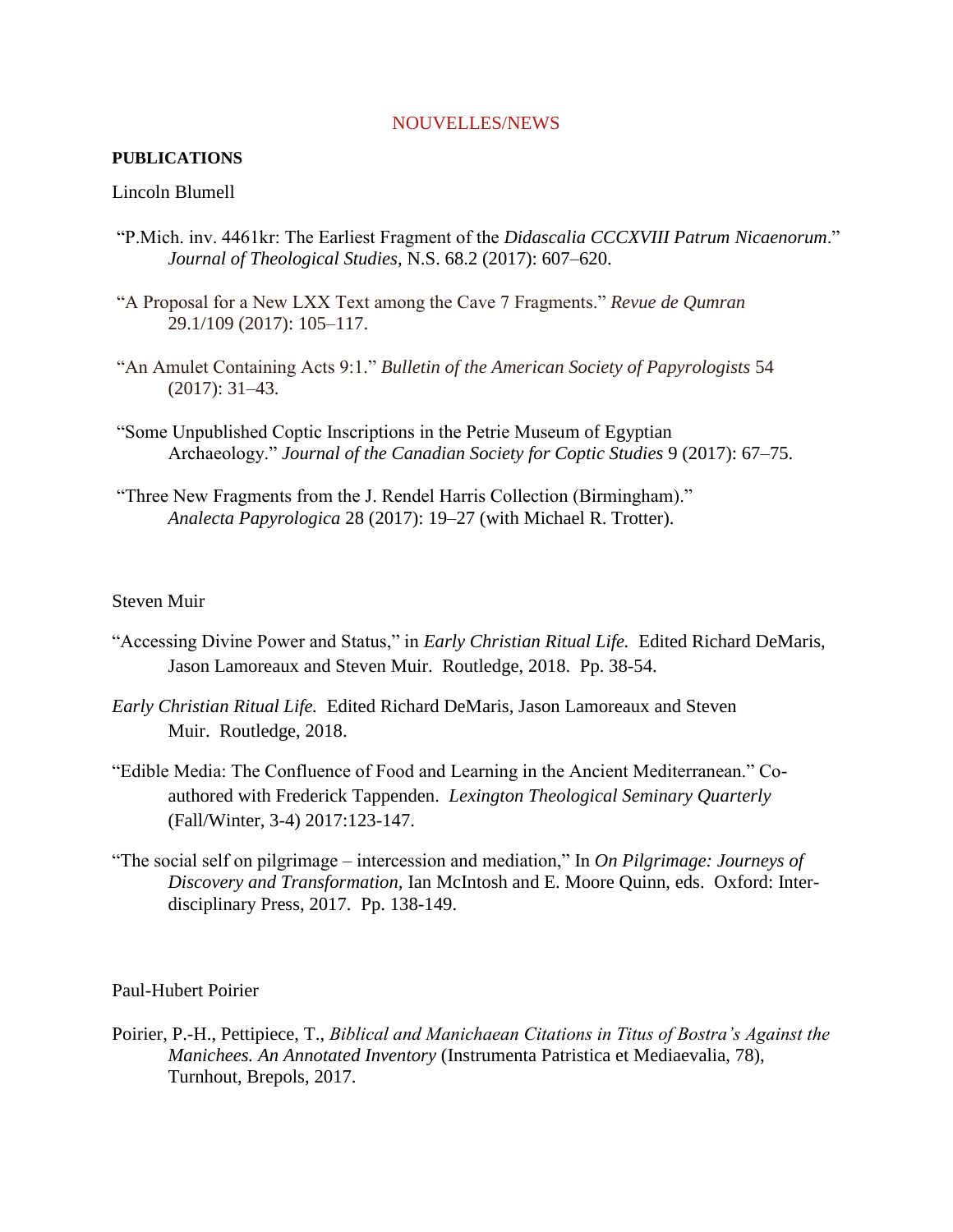NOUVELLES/NEWS

**PUBLICATIONS**

Lincoln Blumell

"P.Mich. inv. 4461kr: The Earliest Fragment of the *Didascalia CCCXVIII Patrum Nicaenorum*." *Journal of Theological Studies*, N.S. 68.2 (2017): 607–620.

"A Proposal for a New LXX Text among the Cave 7 Fragments." *Revue de Qumran* 29.1/109 (2017): 105–117.

"An Amulet Containing Acts 9:1." *Bulletin of the American Society of Papyrologists* 54 (2017): 31–43.

"Some Unpublished Coptic Inscriptions in the Petrie Museum of Egyptian Archaeology." *Journal of the Canadian Society for Coptic Studies* 9 (2017): 67–75.

"Three New Fragments from the J. Rendel Harris Collection (Birmingham)." *Analecta Papyrologica* 28 (2017): 19–27 (with Michael R. Trotter).

Steven Muir

"Accessing Divine Power and Status," in *Early Christian Ritual Life.* Edited Richard DeMaris, Jason Lamoreaux and Steven Muir. Routledge, 2018. Pp. 38-54.

*Early Christian Ritual Life.* Edited Richard DeMaris, Jason Lamoreaux and Steven Muir. Routledge, 2018.

"Edible Media: The Confluence of Food and Learning in the Ancient Mediterranean." Co-authored with Frederick Tappenden. *Lexington Theological Seminary Quarterly* (Fall/Winter, 3-4) 2017:123-147.

"The social self on pilgrimage – intercession and mediation," In *On Pilgrimage: Journeys of Discovery and Transformation,* Ian McIntosh and E. Moore Quinn, eds. Oxford: Inter-disciplinary Press, 2017. Pp. 138-149.

Paul-Hubert Poirier

Poirier, P.-H., Pettipiece, T., *Biblical and Manichaean Citations in Titus of Bostra's Against the Manichees. An Annotated Inventory* (Instrumenta Patristica et Mediaevalia, 78), Turnhout, Brepols, 2017.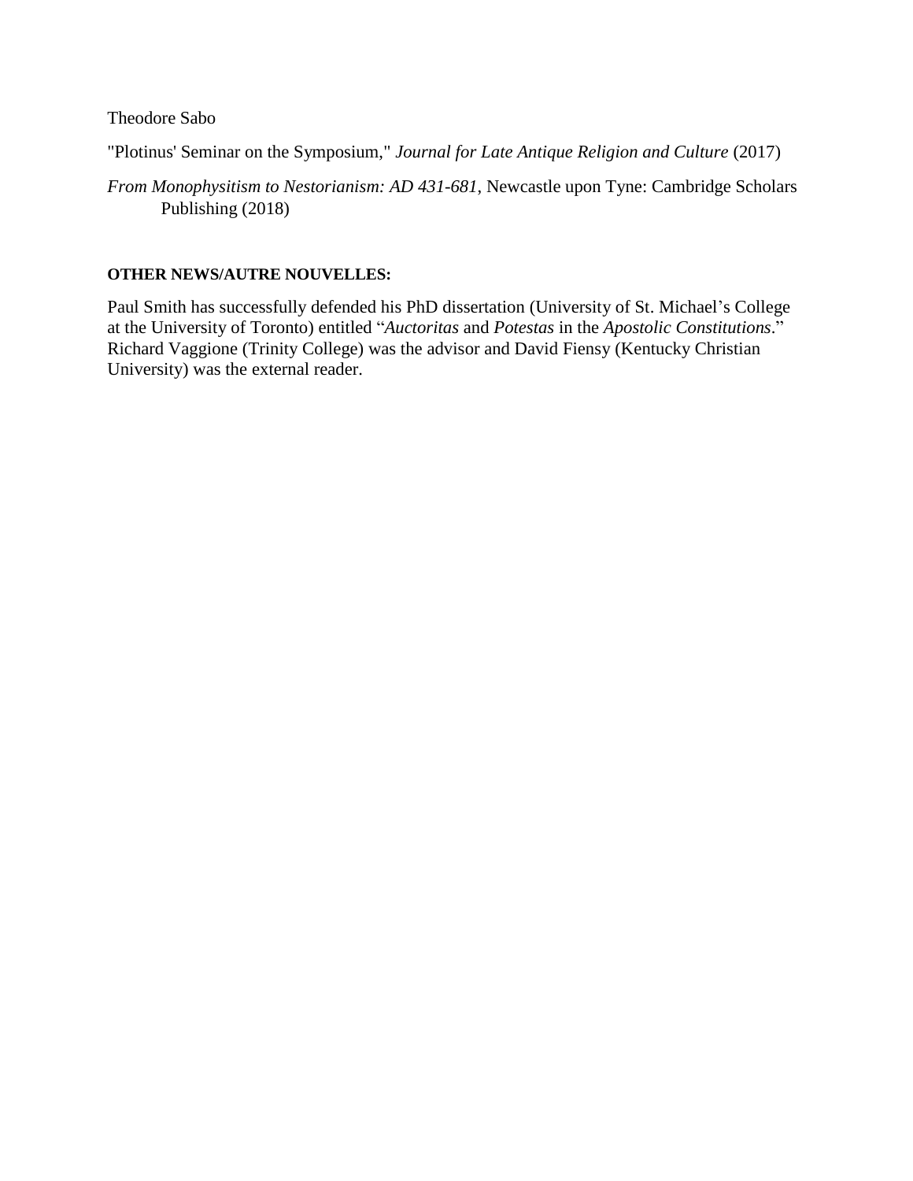Theodore Sabo

"Plotinus' Seminar on the Symposium," *Journal for Late Antique Religion and Culture* (2017)

*From Monophysitism to Nestorianism: AD 431-681*, Newcastle upon Tyne: Cambridge Scholars Publishing (2018)

**OTHER NEWS/AUTRE NOUVELLES:**

Paul Smith has successfully defended his PhD dissertation (University of St. Michael's College at the University of Toronto) entitled "*Auctoritas* and *Potestas* in the *Apostolic Constitutions*." Richard Vaggione (Trinity College) was the advisor and David Fiensy (Kentucky Christian University) was the external reader.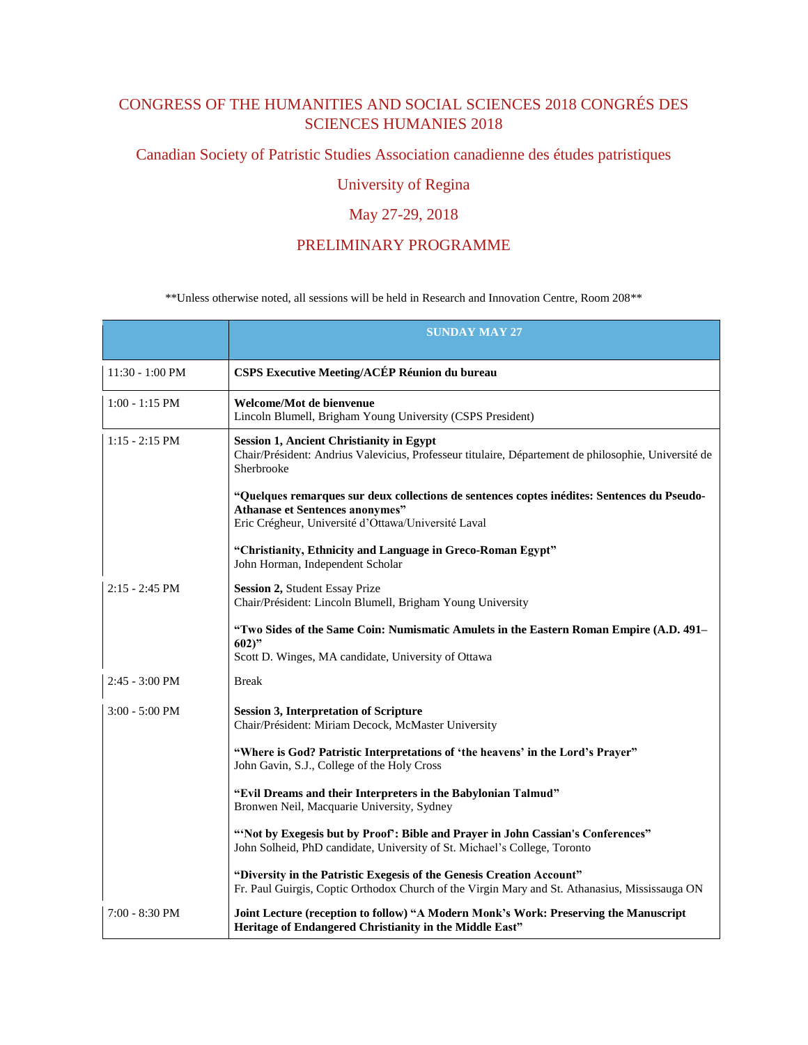# CONGRESS OF THE HUMANITIES AND SOCIAL SCIENCES 2018 CONGRÉS DES SCIENCES HUMANIES 2018

## Canadian Society of Patristic Studies Association canadienne des études patristiques

## University of Regina

## May 27-29, 2018

## PRELIMINARY PROGRAMME

**Unless otherwise noted, all sessions will be held in Research and Innovation Centre, Room 208**

| | **SUNDAY MAY 27** |
|---|---|
| 11:30 - 1:00 PM | **CSPS Executive Meeting/ACÉP Réunion du bureau** |
| 1:00 - 1:15 PM | **Welcome/Mot de bienvenue**<br>Lincoln Blumell, Brigham Young University (CSPS President) |
| 1:15 - 2:15 PM | **Session 1, Ancient Christianity in Egypt**<br>Chair/Président: Andrius Valevicius, Professeur titulaire, Département de philosophie, Université de Sherbrooke<br><br>**"Quelques remarques sur deux collections de sentences coptes inédites: Sentences du Pseudo-Athanase et Sentences anonymes"**<br>Eric Crégheur, Université d'Ottawa/Université Laval<br><br>**"Christianity, Ethnicity and Language in Greco-Roman Egypt"**<br>John Horman, Independent Scholar |
| 2:15 - 2:45 PM | **Session 2,** Student Essay Prize<br>Chair/Président: Lincoln Blumell, Brigham Young University<br><br>**"Two Sides of the Same Coin: Numismatic Amulets in the Eastern Roman Empire (A.D. 491–602)"**<br>Scott D. Winges, MA candidate, University of Ottawa |
| 2:45 - 3:00 PM | Break |
| 3:00 - 5:00 PM | **Session 3, Interpretation of Scripture**<br>Chair/Président: Miriam Decock, McMaster University<br><br>**"Where is God? Patristic Interpretations of 'the heavens' in the Lord's Prayer"**<br>John Gavin, S.J., College of the Holy Cross<br><br>**"Evil Dreams and their Interpreters in the Babylonian Talmud"**<br>Bronwen Neil, Macquarie University, Sydney<br><br>**"'Not by Exegesis but by Proof': Bible and Prayer in John Cassian's Conferences"**<br>John Solheid, PhD candidate, University of St. Michael's College, Toronto<br><br>**"Diversity in the Patristic Exegesis of the Genesis Creation Account"**<br>Fr. Paul Guirgis, Coptic Orthodox Church of the Virgin Mary and St. Athanasius, Mississauga ON |
| 7:00 - 8:30 PM | **Joint Lecture (reception to follow) "A Modern Monk's Work: Preserving the Manuscript Heritage of Endangered Christianity in the Middle East"** |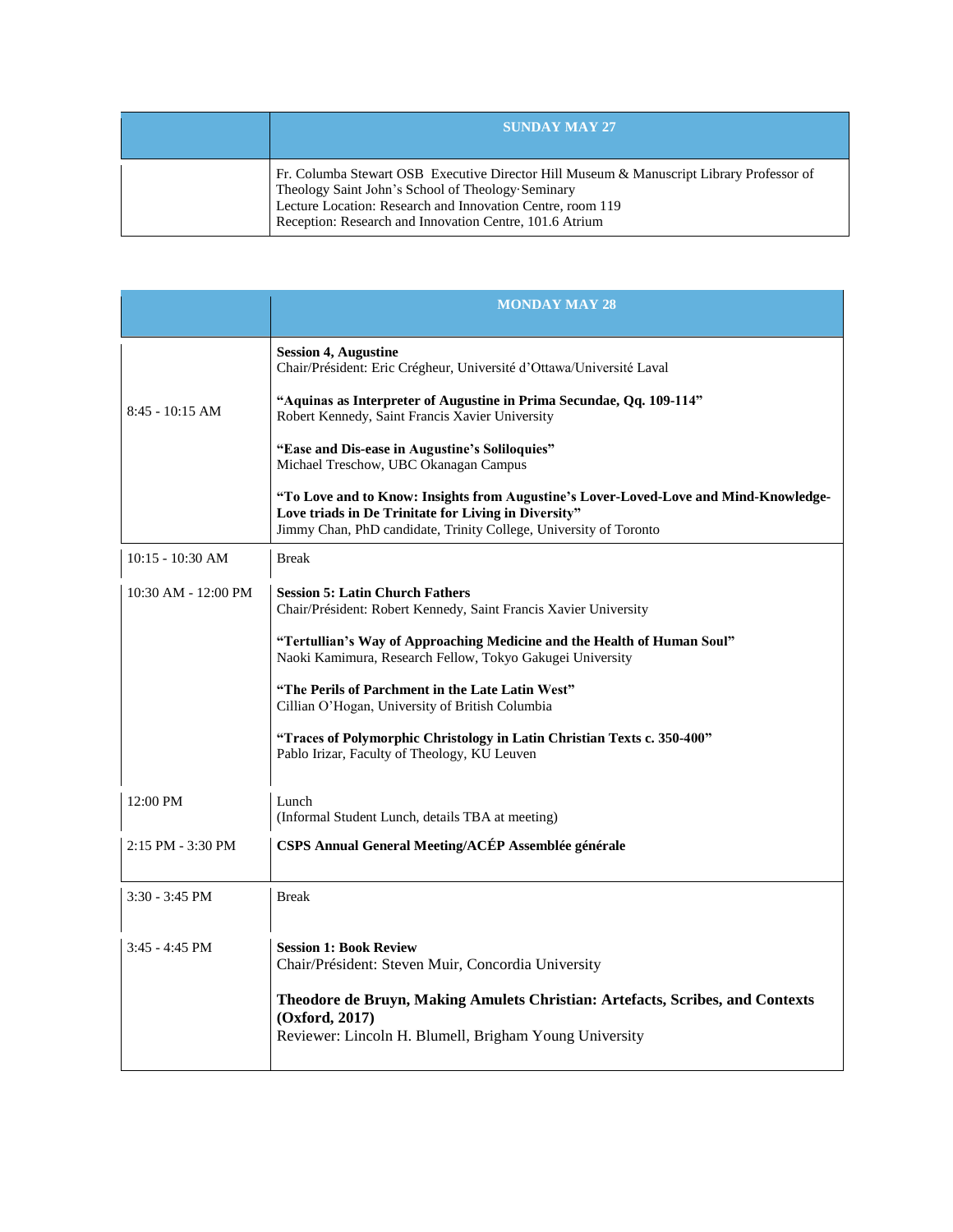| | SUNDAY MAY 27 |
|---|---|
| | Fr. Columba Stewart OSB Executive Director Hill Museum & Manuscript Library Professor of Theology Saint John's School of Theology·Seminary<br>Lecture Location: Research and Innovation Centre, room 119<br>Reception: Research and Innovation Centre, 101.6 Atrium |

| | MONDAY MAY 28 |
|---|---|
| 8:45 - 10:15 AM | **Session 4, Augustine**<br>Chair/Président: Eric Crégheur, Université d'Ottawa/Université Laval<br><br>**"Aquinas as Interpreter of Augustine in Prima Secundae, Qq. 109-114"**<br>Robert Kennedy, Saint Francis Xavier University<br><br>**"Ease and Dis-ease in Augustine's Soliloquies"**<br>Michael Treschow, UBC Okanagan Campus<br><br>**"To Love and to Know: Insights from Augustine's Lover-Loved-Love and Mind-Knowledge-Love triads in De Trinitate for Living in Diversity"**<br>Jimmy Chan, PhD candidate, Trinity College, University of Toronto |
| 10:15 - 10:30 AM | Break |
| 10:30 AM - 12:00 PM | **Session 5: Latin Church Fathers**<br>Chair/Président: Robert Kennedy, Saint Francis Xavier University<br><br>**"Tertullian's Way of Approaching Medicine and the Health of Human Soul"**<br>Naoki Kamimura, Research Fellow, Tokyo Gakugei University<br><br>**"The Perils of Parchment in the Late Latin West"**<br>Cillian O'Hogan, University of British Columbia<br><br>**"Traces of Polymorphic Christology in Latin Christian Texts c. 350-400"**<br>Pablo Irizar, Faculty of Theology, KU Leuven |
| 12:00 PM | Lunch<br>(Informal Student Lunch, details TBA at meeting) |
| 2:15 PM - 3:30 PM | **CSPS Annual General Meeting/ACÉP Assemblée générale** |
| 3:30 - 3:45 PM | Break |
| 3:45 - 4:45 PM | **Session 1: Book Review**<br>Chair/Président: Steven Muir, Concordia University<br><br>**Theodore de Bruyn, Making Amulets Christian: Artefacts, Scribes, and Contexts (Oxford, 2017)**<br>Reviewer: Lincoln H. Blumell, Brigham Young University |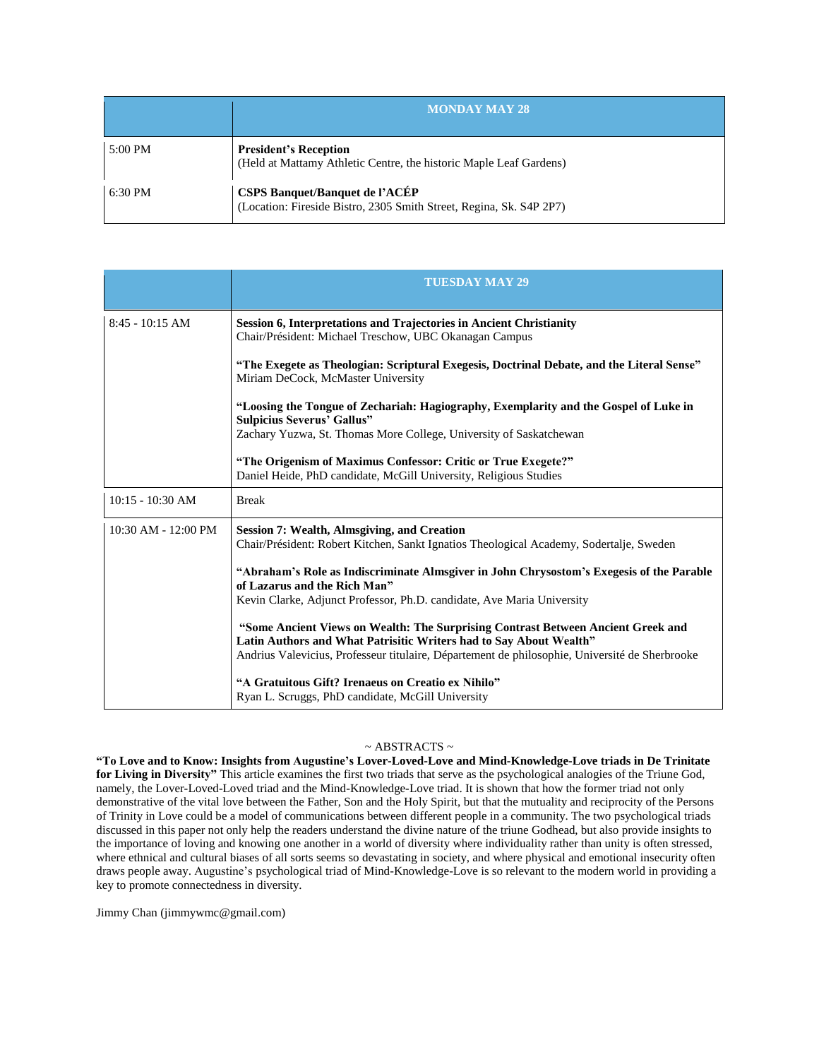| | MONDAY MAY 28 |
|---|---|
| 5:00 PM | **President's Reception**<br>(Held at Mattamy Athletic Centre, the historic Maple Leaf Gardens) |
| 6:30 PM | **CSPS Banquet/Banquet de l'ACÉP**<br>(Location: Fireside Bistro, 2305 Smith Street, Regina, Sk. S4P 2P7) |

| | TUESDAY MAY 29 |
|---|---|
| 8:45 - 10:15 AM | **Session 6, Interpretations and Trajectories in Ancient Christianity**<br>Chair/Président: Michael Treschow, UBC Okanagan Campus<br><br>**"The Exegete as Theologian: Scriptural Exegesis, Doctrinal Debate, and the Literal Sense"**<br>Miriam DeCock, McMaster University<br><br>**"Loosing the Tongue of Zechariah: Hagiography, Exemplarity and the Gospel of Luke in Sulpicius Severus' Gallus"**<br>Zachary Yuzwa, St. Thomas More College, University of Saskatchewan<br><br>**"The Origenism of Maximus Confessor: Critic or True Exegete?"**<br>Daniel Heide, PhD candidate, McGill University, Religious Studies |
| 10:15 - 10:30 AM | Break |
| 10:30 AM - 12:00 PM | **Session 7: Wealth, Almsgiving, and Creation**<br>Chair/Président: Robert Kitchen, Sankt Ignatios Theological Academy, Sodertalje, Sweden<br><br>**"Abraham's Role as Indiscriminate Almsgiver in John Chrysostom's Exegesis of the Parable of Lazarus and the Rich Man"**<br>Kevin Clarke, Adjunct Professor, Ph.D. candidate, Ave Maria University<br><br>**"Some Ancient Views on Wealth: The Surprising Contrast Between Ancient Greek and Latin Authors and What Patrisitic Writers had to Say About Wealth"**<br>Andrius Valevicius, Professeur titulaire, Département de philosophie, Université de Sherbrooke<br><br>**"A Gratuitous Gift? Irenaeus on Creatio ex Nihilo"**<br>Ryan L. Scruggs, PhD candidate, McGill University |

~ ABSTRACTS ~

**"To Love and to Know: Insights from Augustine's Lover-Loved-Love and Mind-Knowledge-Love triads in De Trinitate for Living in Diversity"** This article examines the first two triads that serve as the psychological analogies of the Triune God, namely, the Lover-Loved-Loved triad and the Mind-Knowledge-Love triad. It is shown that how the former triad not only demonstrative of the vital love between the Father, Son and the Holy Spirit, but that the mutuality and reciprocity of the Persons of Trinity in Love could be a model of communications between different people in a community. The two psychological triads discussed in this paper not only help the readers understand the divine nature of the triune Godhead, but also provide insights to the importance of loving and knowing one another in a world of diversity where individuality rather than unity is often stressed, where ethnical and cultural biases of all sorts seems so devastating in society, and where physical and emotional insecurity often draws people away. Augustine's psychological triad of Mind-Knowledge-Love is so relevant to the modern world in providing a key to promote connectedness in diversity.

Jimmy Chan (jimmywmc@gmail.com)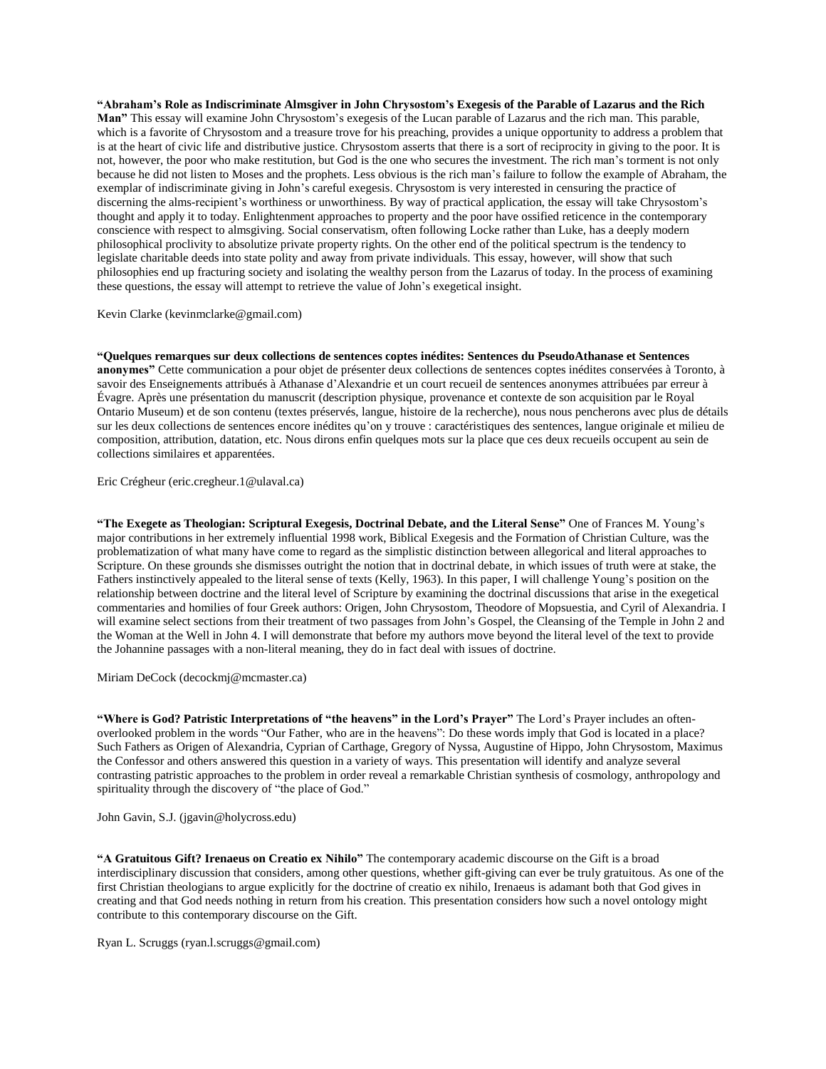**"Abraham's Role as Indiscriminate Almsgiver in John Chrysostom's Exegesis of the Parable of Lazarus and the Rich Man"** This essay will examine John Chrysostom's exegesis of the Lucan parable of Lazarus and the rich man. This parable, which is a favorite of Chrysostom and a treasure trove for his preaching, provides a unique opportunity to address a problem that is at the heart of civic life and distributive justice. Chrysostom asserts that there is a sort of reciprocity in giving to the poor. It is not, however, the poor who make restitution, but God is the one who secures the investment. The rich man's torment is not only because he did not listen to Moses and the prophets. Less obvious is the rich man's failure to follow the example of Abraham, the exemplar of indiscriminate giving in John's careful exegesis. Chrysostom is very interested in censuring the practice of discerning the alms-recipient's worthiness or unworthiness. By way of practical application, the essay will take Chrysostom's thought and apply it to today. Enlightenment approaches to property and the poor have ossified reticence in the contemporary conscience with respect to almsgiving. Social conservatism, often following Locke rather than Luke, has a deeply modern philosophical proclivity to absolutize private property rights. On the other end of the political spectrum is the tendency to legislate charitable deeds into state polity and away from private individuals. This essay, however, will show that such philosophies end up fracturing society and isolating the wealthy person from the Lazarus of today. In the process of examining these questions, the essay will attempt to retrieve the value of John's exegetical insight.

Kevin Clarke (kevinmclarke@gmail.com)

**"Quelques remarques sur deux collections de sentences coptes inédites: Sentences du PseudoAthanase et Sentences anonymes"** Cette communication a pour objet de présenter deux collections de sentences coptes inédites conservées à Toronto, à savoir des Enseignements attribués à Athanase d'Alexandrie et un court recueil de sentences anonymes attribuées par erreur à Évagre. Après une présentation du manuscrit (description physique, provenance et contexte de son acquisition par le Royal Ontario Museum) et de son contenu (textes préservés, langue, histoire de la recherche), nous nous pencherons avec plus de détails sur les deux collections de sentences encore inédites qu'on y trouve : caractéristiques des sentences, langue originale et milieu de composition, attribution, datation, etc. Nous dirons enfin quelques mots sur la place que ces deux recueils occupent au sein de collections similaires et apparentées.

Eric Crégheur (eric.cregheur.1@ulaval.ca)

**"The Exegete as Theologian: Scriptural Exegesis, Doctrinal Debate, and the Literal Sense"** One of Frances M. Young's major contributions in her extremely influential 1998 work, Biblical Exegesis and the Formation of Christian Culture, was the problematization of what many have come to regard as the simplistic distinction between allegorical and literal approaches to Scripture. On these grounds she dismisses outright the notion that in doctrinal debate, in which issues of truth were at stake, the Fathers instinctively appealed to the literal sense of texts (Kelly, 1963). In this paper, I will challenge Young's position on the relationship between doctrine and the literal level of Scripture by examining the doctrinal discussions that arise in the exegetical commentaries and homilies of four Greek authors: Origen, John Chrysostom, Theodore of Mopsuestia, and Cyril of Alexandria. I will examine select sections from their treatment of two passages from John's Gospel, the Cleansing of the Temple in John 2 and the Woman at the Well in John 4. I will demonstrate that before my authors move beyond the literal level of the text to provide the Johannine passages with a non-literal meaning, they do in fact deal with issues of doctrine.

Miriam DeCock (decockmj@mcmaster.ca)

**"Where is God? Patristic Interpretations of "the heavens" in the Lord's Prayer"** The Lord's Prayer includes an often-overlooked problem in the words "Our Father, who are in the heavens": Do these words imply that God is located in a place? Such Fathers as Origen of Alexandria, Cyprian of Carthage, Gregory of Nyssa, Augustine of Hippo, John Chrysostom, Maximus the Confessor and others answered this question in a variety of ways. This presentation will identify and analyze several contrasting patristic approaches to the problem in order reveal a remarkable Christian synthesis of cosmology, anthropology and spirituality through the discovery of "the place of God."

John Gavin, S.J. (jgavin@holycross.edu)

**"A Gratuitous Gift? Irenaeus on Creatio ex Nihilo"** The contemporary academic discourse on the Gift is a broad interdisciplinary discussion that considers, among other questions, whether gift-giving can ever be truly gratuitous. As one of the first Christian theologians to argue explicitly for the doctrine of creatio ex nihilo, Irenaeus is adamant both that God gives in creating and that God needs nothing in return from his creation. This presentation considers how such a novel ontology might contribute to this contemporary discourse on the Gift.

Ryan L. Scruggs (ryan.l.scruggs@gmail.com)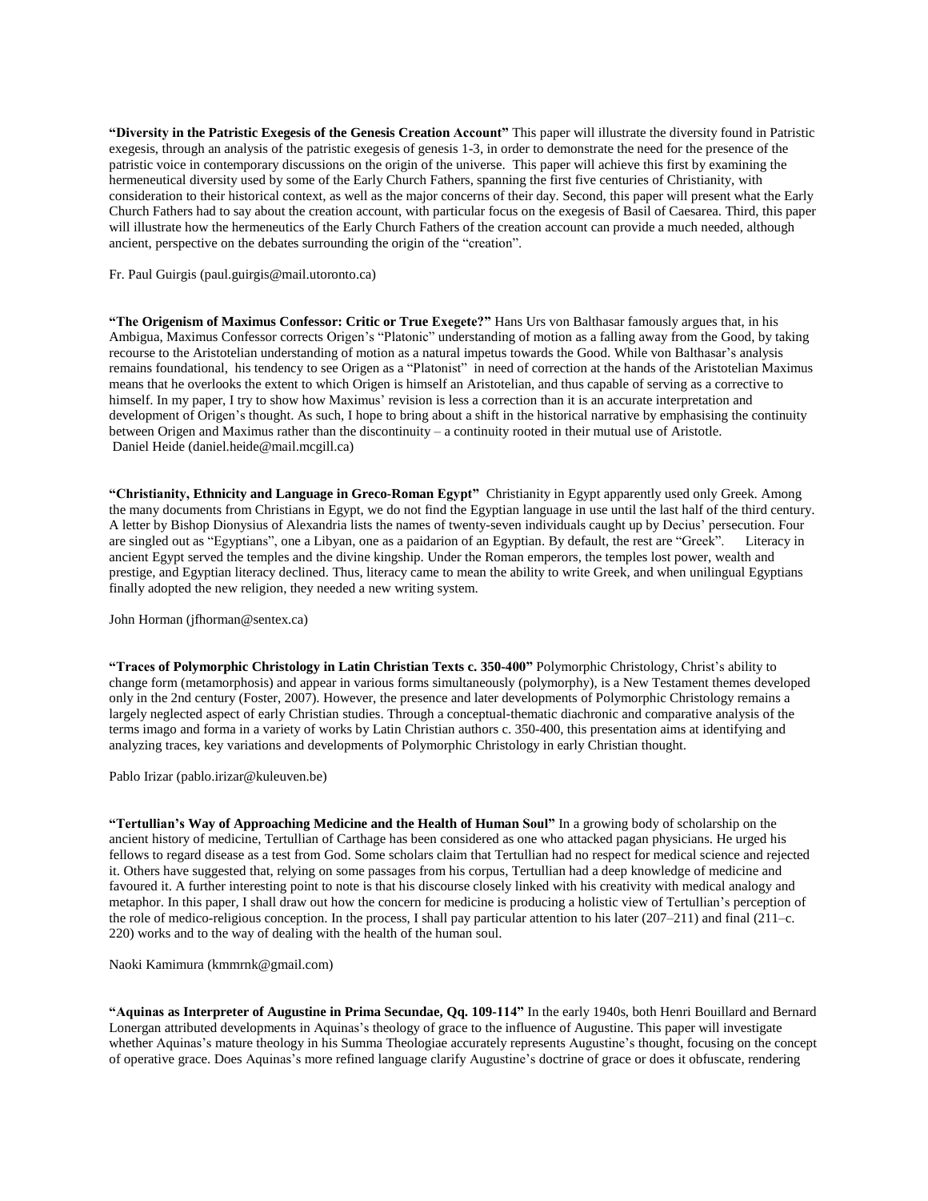**"Diversity in the Patristic Exegesis of the Genesis Creation Account"** This paper will illustrate the diversity found in Patristic exegesis, through an analysis of the patristic exegesis of genesis 1-3, in order to demonstrate the need for the presence of the patristic voice in contemporary discussions on the origin of the universe. This paper will achieve this first by examining the hermeneutical diversity used by some of the Early Church Fathers, spanning the first five centuries of Christianity, with consideration to their historical context, as well as the major concerns of their day. Second, this paper will present what the Early Church Fathers had to say about the creation account, with particular focus on the exegesis of Basil of Caesarea. Third, this paper will illustrate how the hermeneutics of the Early Church Fathers of the creation account can provide a much needed, although ancient, perspective on the debates surrounding the origin of the "creation".

Fr. Paul Guirgis (paul.guirgis@mail.utoronto.ca)

**"The Origenism of Maximus Confessor: Critic or True Exegete?"** Hans Urs von Balthasar famously argues that, in his Ambigua, Maximus Confessor corrects Origen's "Platonic" understanding of motion as a falling away from the Good, by taking recourse to the Aristotelian understanding of motion as a natural impetus towards the Good. While von Balthasar's analysis remains foundational, his tendency to see Origen as a "Platonist" in need of correction at the hands of the Aristotelian Maximus means that he overlooks the extent to which Origen is himself an Aristotelian, and thus capable of serving as a corrective to himself. In my paper, I try to show how Maximus' revision is less a correction than it is an accurate interpretation and development of Origen's thought. As such, I hope to bring about a shift in the historical narrative by emphasising the continuity between Origen and Maximus rather than the discontinuity – a continuity rooted in their mutual use of Aristotle.
Daniel Heide (daniel.heide@mail.mcgill.ca)

**"Christianity, Ethnicity and Language in Greco-Roman Egypt"** Christianity in Egypt apparently used only Greek. Among the many documents from Christians in Egypt, we do not find the Egyptian language in use until the last half of the third century. A letter by Bishop Dionysius of Alexandria lists the names of twenty-seven individuals caught up by Decius' persecution. Four are singled out as "Egyptians", one a Libyan, one as a paidarion of an Egyptian. By default, the rest are "Greek". Literacy in ancient Egypt served the temples and the divine kingship. Under the Roman emperors, the temples lost power, wealth and prestige, and Egyptian literacy declined. Thus, literacy came to mean the ability to write Greek, and when unilingual Egyptians finally adopted the new religion, they needed a new writing system.

John Horman (jfhorman@sentex.ca)

**"Traces of Polymorphic Christology in Latin Christian Texts c. 350-400"** Polymorphic Christology, Christ's ability to change form (metamorphosis) and appear in various forms simultaneously (polymorphy), is a New Testament themes developed only in the 2nd century (Foster, 2007). However, the presence and later developments of Polymorphic Christology remains a largely neglected aspect of early Christian studies. Through a conceptual-thematic diachronic and comparative analysis of the terms imago and forma in a variety of works by Latin Christian authors c. 350-400, this presentation aims at identifying and analyzing traces, key variations and developments of Polymorphic Christology in early Christian thought.

Pablo Irizar (pablo.irizar@kuleuven.be)

**"Tertullian's Way of Approaching Medicine and the Health of Human Soul"** In a growing body of scholarship on the ancient history of medicine, Tertullian of Carthage has been considered as one who attacked pagan physicians. He urged his fellows to regard disease as a test from God. Some scholars claim that Tertullian had no respect for medical science and rejected it. Others have suggested that, relying on some passages from his corpus, Tertullian had a deep knowledge of medicine and favoured it. A further interesting point to note is that his discourse closely linked with his creativity with medical analogy and metaphor. In this paper, I shall draw out how the concern for medicine is producing a holistic view of Tertullian's perception of the role of medico-religious conception. In the process, I shall pay particular attention to his later (207–211) and final (211–c. 220) works and to the way of dealing with the health of the human soul.

Naoki Kamimura (kmmrnk@gmail.com)

**"Aquinas as Interpreter of Augustine in Prima Secundae, Qq. 109-114"** In the early 1940s, both Henri Bouillard and Bernard Lonergan attributed developments in Aquinas's theology of grace to the influence of Augustine. This paper will investigate whether Aquinas's mature theology in his Summa Theologiae accurately represents Augustine's thought, focusing on the concept of operative grace. Does Aquinas's more refined language clarify Augustine's doctrine of grace or does it obfuscate, rendering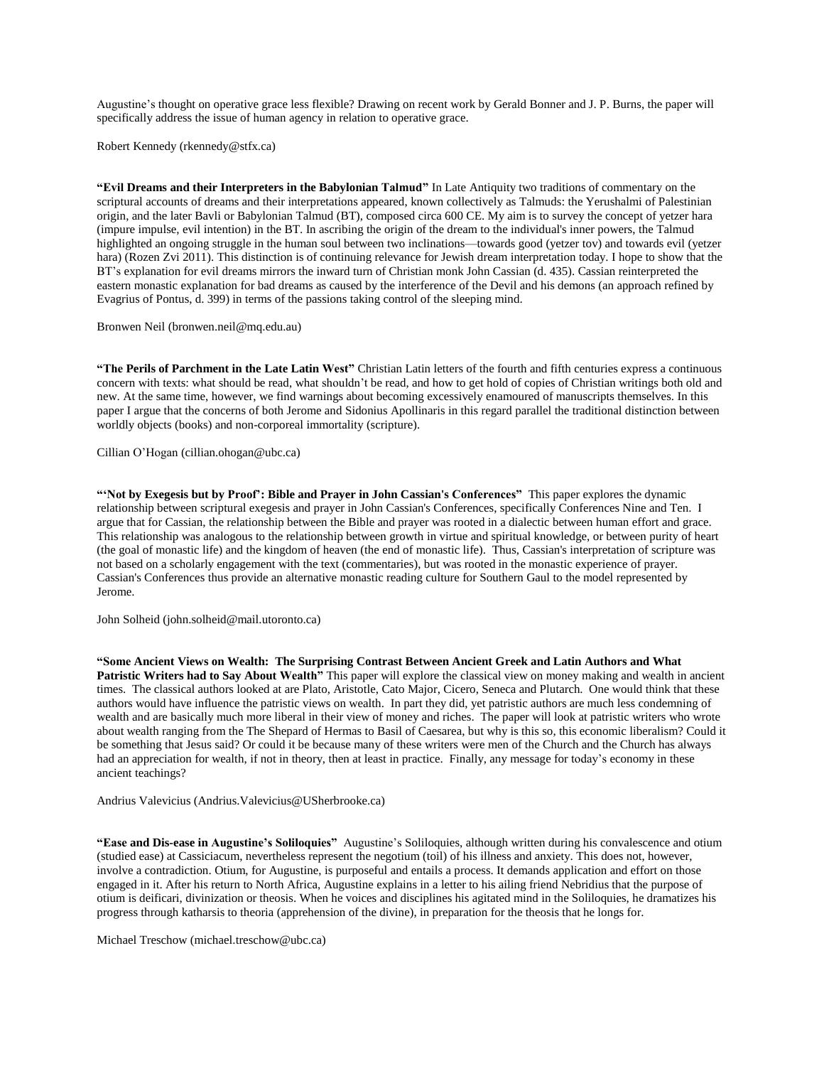Augustine's thought on operative grace less flexible? Drawing on recent work by Gerald Bonner and J. P. Burns, the paper will specifically address the issue of human agency in relation to operative grace.

Robert Kennedy (rkennedy@stfx.ca)

**"Evil Dreams and their Interpreters in the Babylonian Talmud"** In Late Antiquity two traditions of commentary on the scriptural accounts of dreams and their interpretations appeared, known collectively as Talmuds: the Yerushalmi of Palestinian origin, and the later Bavli or Babylonian Talmud (BT), composed circa 600 CE. My aim is to survey the concept of yetzer hara (impure impulse, evil intention) in the BT. In ascribing the origin of the dream to the individual's inner powers, the Talmud highlighted an ongoing struggle in the human soul between two inclinations—towards good (yetzer tov) and towards evil (yetzer hara) (Rozen Zvi 2011). This distinction is of continuing relevance for Jewish dream interpretation today. I hope to show that the BT's explanation for evil dreams mirrors the inward turn of Christian monk John Cassian (d. 435). Cassian reinterpreted the eastern monastic explanation for bad dreams as caused by the interference of the Devil and his demons (an approach refined by Evagrius of Pontus, d. 399) in terms of the passions taking control of the sleeping mind.

Bronwen Neil (bronwen.neil@mq.edu.au)

**"The Perils of Parchment in the Late Latin West"** Christian Latin letters of the fourth and fifth centuries express a continuous concern with texts: what should be read, what shouldn't be read, and how to get hold of copies of Christian writings both old and new. At the same time, however, we find warnings about becoming excessively enamoured of manuscripts themselves. In this paper I argue that the concerns of both Jerome and Sidonius Apollinaris in this regard parallel the traditional distinction between worldly objects (books) and non-corporeal immortality (scripture).

Cillian O'Hogan (cillian.ohogan@ubc.ca)

**"'Not by Exegesis but by Proof': Bible and Prayer in John Cassian's Conferences"** This paper explores the dynamic relationship between scriptural exegesis and prayer in John Cassian's Conferences, specifically Conferences Nine and Ten. I argue that for Cassian, the relationship between the Bible and prayer was rooted in a dialectic between human effort and grace. This relationship was analogous to the relationship between growth in virtue and spiritual knowledge, or between purity of heart (the goal of monastic life) and the kingdom of heaven (the end of monastic life). Thus, Cassian's interpretation of scripture was not based on a scholarly engagement with the text (commentaries), but was rooted in the monastic experience of prayer. Cassian's Conferences thus provide an alternative monastic reading culture for Southern Gaul to the model represented by Jerome.

John Solheid (john.solheid@mail.utoronto.ca)

**"Some Ancient Views on Wealth: The Surprising Contrast Between Ancient Greek and Latin Authors and What Patristic Writers had to Say About Wealth"** This paper will explore the classical view on money making and wealth in ancient times. The classical authors looked at are Plato, Aristotle, Cato Major, Cicero, Seneca and Plutarch. One would think that these authors would have influence the patristic views on wealth. In part they did, yet patristic authors are much less condemning of wealth and are basically much more liberal in their view of money and riches. The paper will look at patristic writers who wrote about wealth ranging from the The Shepard of Hermas to Basil of Caesarea, but why is this so, this economic liberalism? Could it be something that Jesus said? Or could it be because many of these writers were men of the Church and the Church has always had an appreciation for wealth, if not in theory, then at least in practice. Finally, any message for today's economy in these ancient teachings?

Andrius Valevicius (Andrius.Valevicius@USherbrooke.ca)

**"Ease and Dis-ease in Augustine's Soliloquies"** Augustine's Soliloquies, although written during his convalescence and otium (studied ease) at Cassiciacum, nevertheless represent the negotium (toil) of his illness and anxiety. This does not, however, involve a contradiction. Otium, for Augustine, is purposeful and entails a process. It demands application and effort on those engaged in it. After his return to North Africa, Augustine explains in a letter to his ailing friend Nebridius that the purpose of otium is deificari, divinization or theosis. When he voices and disciplines his agitated mind in the Soliloquies, he dramatizes his progress through katharsis to theoria (apprehension of the divine), in preparation for the theosis that he longs for.

Michael Treschow (michael.treschow@ubc.ca)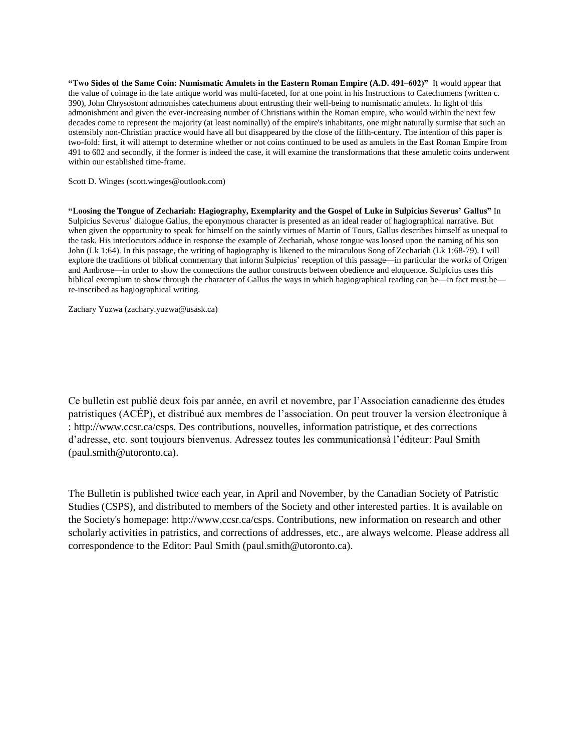**“Two Sides of the Same Coin: Numismatic Amulets in the Eastern Roman Empire (A.D. 491–602)”** It would appear that the value of coinage in the late antique world was multi-faceted, for at one point in his Instructions to Catechumens (written c. 390), John Chrysostom admonishes catechumens about entrusting their well-being to numismatic amulets. In light of this admonishment and given the ever-increasing number of Christians within the Roman empire, who would within the next few decades come to represent the majority (at least nominally) of the empire's inhabitants, one might naturally surmise that such an ostensibly non-Christian practice would have all but disappeared by the close of the fifth-century. The intention of this paper is two-fold: first, it will attempt to determine whether or not coins continued to be used as amulets in the East Roman Empire from 491 to 602 and secondly, if the former is indeed the case, it will examine the transformations that these amuletic coins underwent within our established time-frame.

Scott D. Winges (scott.winges@outlook.com)

**“Loosing the Tongue of Zechariah: Hagiography, Exemplarity and the Gospel of Luke in Sulpicius Severus’ Gallus”** In Sulpicius Severus’ dialogue Gallus, the eponymous character is presented as an ideal reader of hagiographical narrative. But when given the opportunity to speak for himself on the saintly virtues of Martin of Tours, Gallus describes himself as unequal to the task. His interlocutors adduce in response the example of Zechariah, whose tongue was loosed upon the naming of his son John (Lk 1:64). In this passage, the writing of hagiography is likened to the miraculous Song of Zechariah (Lk 1:68-79). I will explore the traditions of biblical commentary that inform Sulpicius’ reception of this passage—in particular the works of Origen and Ambrose—in order to show the connections the author constructs between obedience and eloquence. Sulpicius uses this biblical exemplum to show through the character of Gallus the ways in which hagiographical reading can be—in fact must be—re-inscribed as hagiographical writing.

Zachary Yuzwa (zachary.yuzwa@usask.ca)

Ce bulletin est publié deux fois par année, en avril et novembre, par l’Association canadienne des études patristiques (ACÉP), et distribué aux membres de l’association. On peut trouver la version électronique à : http://www.ccsr.ca/csps. Des contributions, nouvelles, information patristique, et des corrections d’adresse, etc. sont toujours bienvenus. Adressez toutes les communicationsà l’éditeur: Paul Smith (paul.smith@utoronto.ca).

The Bulletin is published twice each year, in April and November, by the Canadian Society of Patristic Studies (CSPS), and distributed to members of the Society and other interested parties. It is available on the Society's homepage: http://www.ccsr.ca/csps. Contributions, new information on research and other scholarly activities in patristics, and corrections of addresses, etc., are always welcome. Please address all correspondence to the Editor: Paul Smith (paul.smith@utoronto.ca).